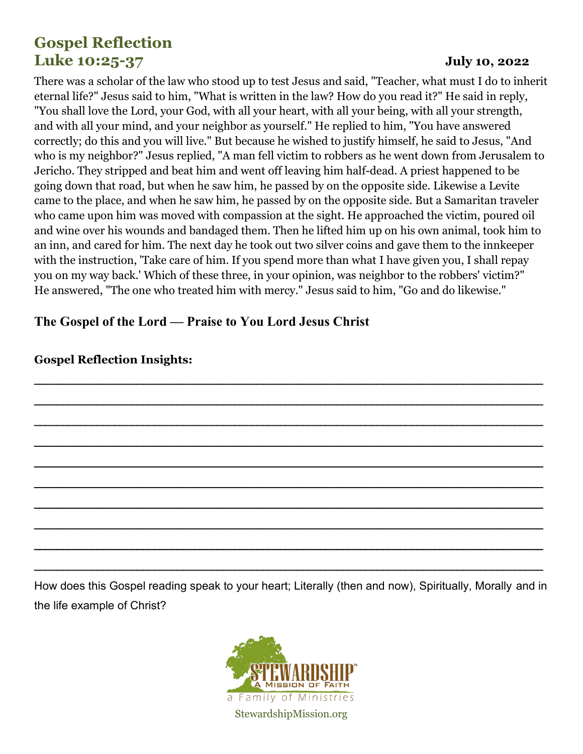# Gospel Reflection
# Luke 10:25-37

**July 10, 2022**

There was a scholar of the law who stood up to test Jesus and said, "Teacher, what must I do to inherit eternal life?" Jesus said to him, "What is written in the law? How do you read it?" He said in reply, "You shall love the Lord, your God, with all your heart, with all your being, with all your strength, and with all your mind, and your neighbor as yourself." He replied to him, "You have answered correctly; do this and you will live." But because he wished to justify himself, he said to Jesus, "And who is my neighbor?" Jesus replied, "A man fell victim to robbers as he went down from Jerusalem to Jericho. They stripped and beat him and went off leaving him half-dead. A priest happened to be going down that road, but when he saw him, he passed by on the opposite side. Likewise a Levite came to the place, and when he saw him, he passed by on the opposite side. But a Samaritan traveler who came upon him was moved with compassion at the sight. He approached the victim, poured oil and wine over his wounds and bandaged them. Then he lifted him up on his own animal, took him to an inn, and cared for him. The next day he took out two silver coins and gave them to the innkeeper with the instruction, 'Take care of him. If you spend more than what I have given you, I shall repay you on my way back.' Which of these three, in your opinion, was neighbor to the robbers' victim?" He answered, "The one who treated him with mercy." Jesus said to him, "Go and do likewise."

**The Gospel of the Lord — Praise to You Lord Jesus Christ**

**Gospel Reflection Insights:**

________________________________________________________________________

________________________________________________________________________

________________________________________________________________________

________________________________________________________________________

________________________________________________________________________

________________________________________________________________________

________________________________________________________________________

________________________________________________________________________

________________________________________________________________________

________________________________________________________________________

How does this Gospel reading speak to your heart; Literally (then and now), Spiritually, Morally and in the life example of Christ?

STEWARDSHIP™
A Mission of Faith
a Family of Ministries

StewardshipMission.org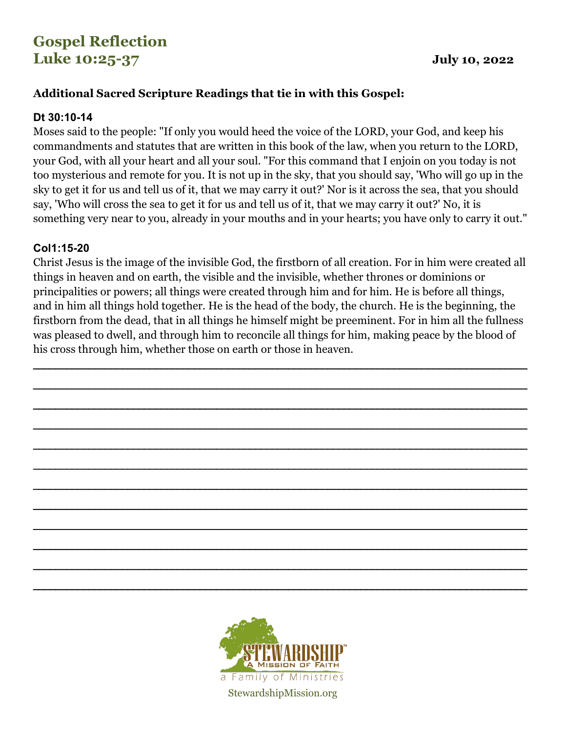# Gospel Reflection
# Luke 10:25-37

**July 10, 2022**

### Additional Sacred Scripture Readings that tie in with this Gospel:

**Dt 30:10-14**

Moses said to the people: "If only you would heed the voice of the LORD, your God, and keep his commandments and statutes that are written in this book of the law, when you return to the LORD, your God, with all your heart and all your soul. "For this command that I enjoin on you today is not too mysterious and remote for you. It is not up in the sky, that you should say, 'Who will go up in the sky to get it for us and tell us of it, that we may carry it out?' Nor is it across the sea, that you should say, 'Who will cross the sea to get it for us and tell us of it, that we may carry it out?' No, it is something very near to you, already in your mouths and in your hearts; you have only to carry it out."

**Col1:15-20**

Christ Jesus is the image of the invisible God, the firstborn of all creation. For in him were created all things in heaven and on earth, the visible and the invisible, whether thrones or dominions or principalities or powers; all things were created through him and for him. He is before all things, and in him all things hold together. He is the head of the body, the church. He is the beginning, the firstborn from the dead, that in all things he himself might be preeminent. For in him all the fullness was pleased to dwell, and through him to reconcile all things for him, making peace by the blood of his cross through him, whether those on earth or those in heaven.

STEWARDSHIP™
A Mission of Faith
a Family of Ministries
StewardshipMission.org